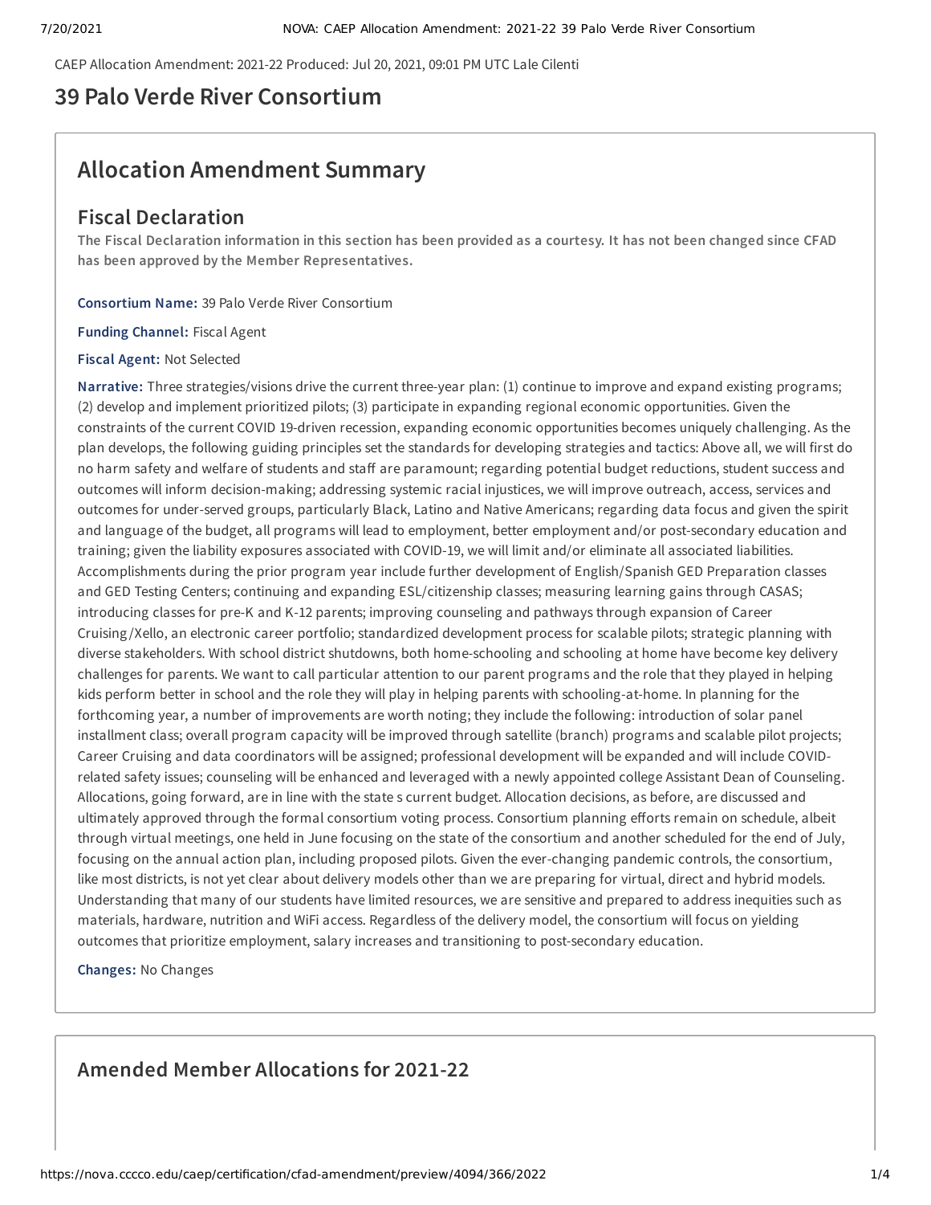CAEP Allocation Amendment: 2021-22 Produced: Jul 20, 2021, 09:01 PM UTC Lale Cilenti

# 39 Palo Verde River Consortium

## Allocation Amendment Summary

### Fiscal Declaration

**The Fiscal Declaration information in this section has been provided as a courtesy. It has not been changed since CFAD has been approved by the Member Representatives.**

**Consortium Name:** 39 Palo Verde River Consortium

**Funding Channel:** Fiscal Agent

**Fiscal Agent:** Not Selected

**Narrative:** Three strategies/visions drive the current three-year plan: (1) continue to improve and expand existing programs; (2) develop and implement prioritized pilots; (3) participate in expanding regional economic opportunities. Given the constraints of the current COVID 19-driven recession, expanding economic opportunities becomes uniquely challenging. As the plan develops, the following guiding principles set the standards for developing strategies and tactics: Above all, we will first do no harm safety and welfare of students and staff are paramount; regarding potential budget reductions, student success and outcomes will inform decision-making; addressing systemic racial injustices, we will improve outreach, access, services and outcomes for under-served groups, particularly Black, Latino and Native Americans; regarding data focus and given the spirit and language of the budget, all programs will lead to employment, better employment and/or post-secondary education and training; given the liability exposures associated with COVID-19, we will limit and/or eliminate all associated liabilities. Accomplishments during the prior program year include further development of English/Spanish GED Preparation classes and GED Testing Centers; continuing and expanding ESL/citizenship classes; measuring learning gains through CASAS; introducing classes for pre-K and K-12 parents; improving counseling and pathways through expansion of Career Cruising/Xello, an electronic career portfolio; standardized development process for scalable pilots; strategic planning with diverse stakeholders. With school district shutdowns, both home-schooling and schooling at home have become key delivery challenges for parents. We want to call particular attention to our parent programs and the role that they played in helping kids perform better in school and the role they will play in helping parents with schooling-at-home. In planning for the forthcoming year, a number of improvements are worth noting; they include the following: introduction of solar panel installment class; overall program capacity will be improved through satellite (branch) programs and scalable pilot projects; Career Cruising and data coordinators will be assigned; professional development will be expanded and will include COVID-related safety issues; counseling will be enhanced and leveraged with a newly appointed college Assistant Dean of Counseling. Allocations, going forward, are in line with the state s current budget. Allocation decisions, as before, are discussed and ultimately approved through the formal consortium voting process. Consortium planning efforts remain on schedule, albeit through virtual meetings, one held in June focusing on the state of the consortium and another scheduled for the end of July, focusing on the annual action plan, including proposed pilots. Given the ever-changing pandemic controls, the consortium, like most districts, is not yet clear about delivery models other than we are preparing for virtual, direct and hybrid models. Understanding that many of our students have limited resources, we are sensitive and prepared to address inequities such as materials, hardware, nutrition and WiFi access. Regardless of the delivery model, the consortium will focus on yielding outcomes that prioritize employment, salary increases and transitioning to post-secondary education.

**Changes:** No Changes

## Amended Member Allocations for 2021-22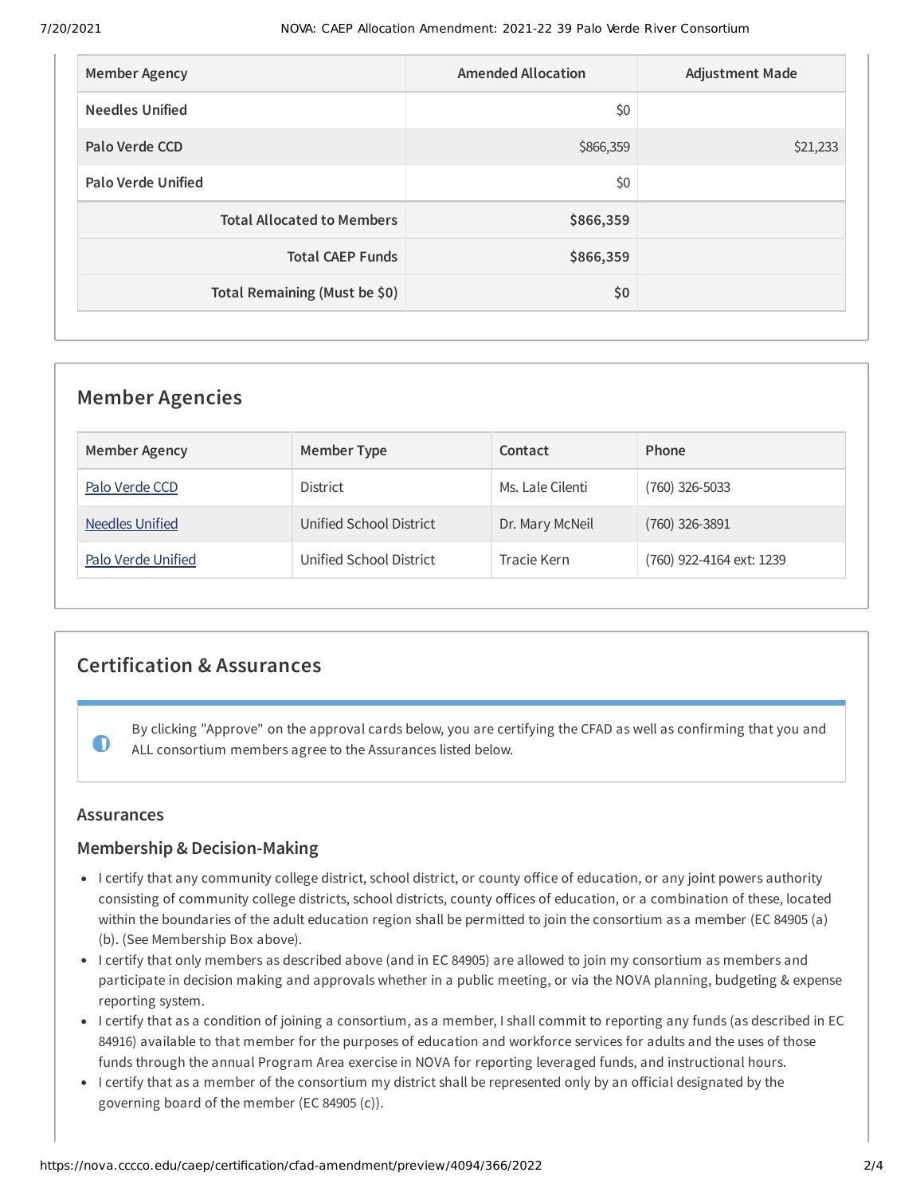| Member Agency | Amended Allocation | Adjustment Made |
| --- | --- | --- |
| Needles Unified | $0 | |
| Palo Verde CCD | $866,359 | $21,233 |
| Palo Verde Unified | $0 | |
| **Total Allocated to Members** | **$866,359** | |
| **Total CAEP Funds** | **$866,359** | |
| **Total Remaining (Must be $0)** | **$0** | |

## Member Agencies

| Member Agency | Member Type | Contact | Phone |
| --- | --- | --- | --- |
| Palo Verde CCD | District | Ms. Lale Cilenti | (760) 326-5033 |
| Needles Unified | Unified School District | Dr. Mary McNeil | (760) 326-3891 |
| Palo Verde Unified | Unified School District | Tracie Kern | (760) 922-4164 ext: 1239 |

## Certification & Assurances

By clicking "Approve" on the approval cards below, you are certifying the CFAD as well as confirming that you and ALL consortium members agree to the Assurances listed below.

### Assurances

### Membership & Decision-Making

- I certify that any community college district, school district, or county office of education, or any joint powers authority consisting of community college districts, school districts, county offices of education, or a combination of these, located within the boundaries of the adult education region shall be permitted to join the consortium as a member (EC 84905 (a) (b). (See Membership Box above).
- I certify that only members as described above (and in EC 84905) are allowed to join my consortium as members and participate in decision making and approvals whether in a public meeting, or via the NOVA planning, budgeting & expense reporting system.
- I certify that as a condition of joining a consortium, as a member, I shall commit to reporting any funds (as described in EC 84916) available to that member for the purposes of education and workforce services for adults and the uses of those funds through the annual Program Area exercise in NOVA for reporting leveraged funds, and instructional hours.
- I certify that as a member of the consortium my district shall be represented only by an official designated by the governing board of the member (EC 84905 (c)).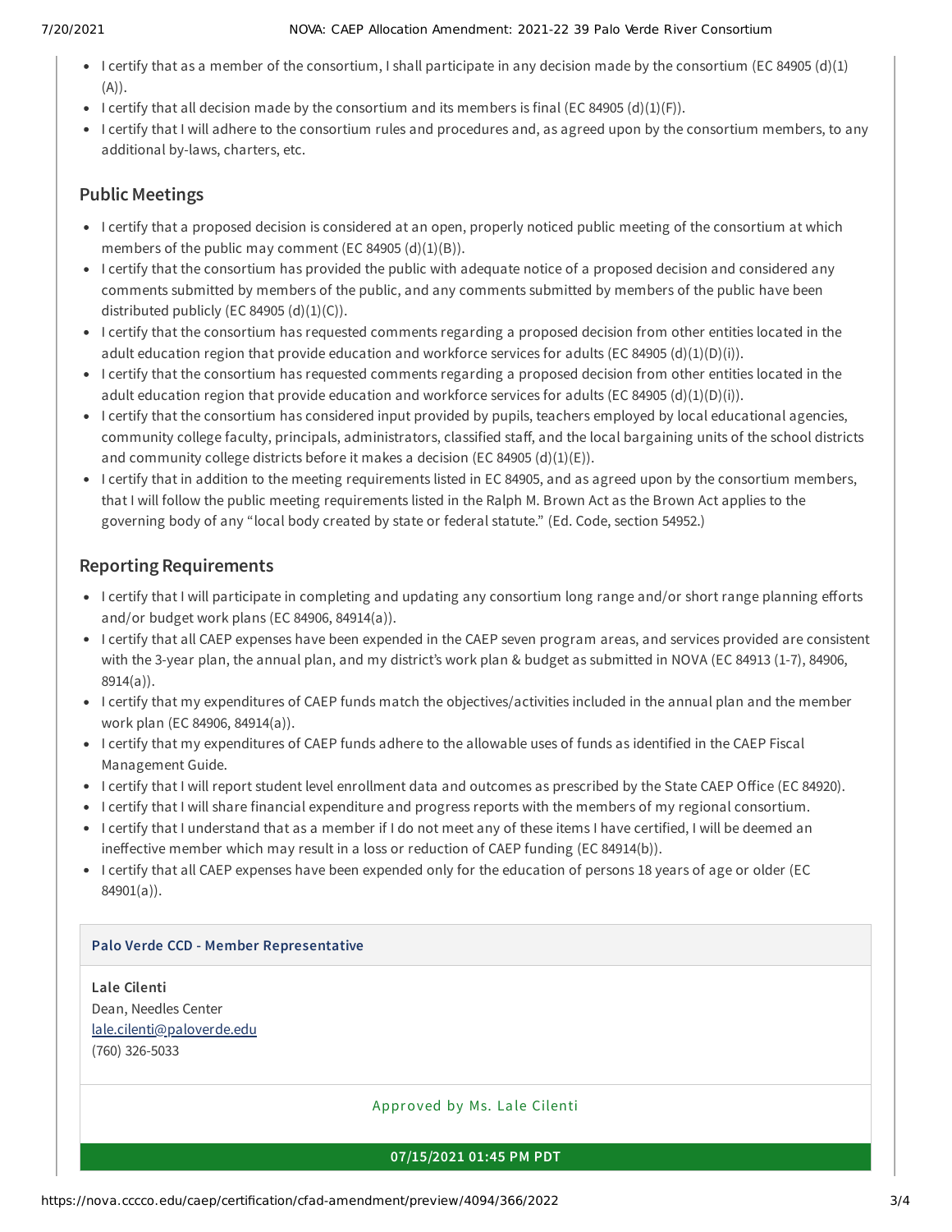- I certify that as a member of the consortium, I shall participate in any decision made by the consortium (EC 84905 (d)(1)(A)).
- I certify that all decision made by the consortium and its members is final (EC 84905 (d)(1)(F)).
- I certify that I will adhere to the consortium rules and procedures and, as agreed upon by the consortium members, to any additional by-laws, charters, etc.

## Public Meetings

- I certify that a proposed decision is considered at an open, properly noticed public meeting of the consortium at which members of the public may comment (EC 84905 (d)(1)(B)).
- I certify that the consortium has provided the public with adequate notice of a proposed decision and considered any comments submitted by members of the public, and any comments submitted by members of the public have been distributed publicly (EC 84905 (d)(1)(C)).
- I certify that the consortium has requested comments regarding a proposed decision from other entities located in the adult education region that provide education and workforce services for adults (EC 84905 (d)(1)(D)(i)).
- I certify that the consortium has requested comments regarding a proposed decision from other entities located in the adult education region that provide education and workforce services for adults (EC 84905 (d)(1)(D)(i)).
- I certify that the consortium has considered input provided by pupils, teachers employed by local educational agencies, community college faculty, principals, administrators, classified staff, and the local bargaining units of the school districts and community college districts before it makes a decision (EC 84905 (d)(1)(E)).
- I certify that in addition to the meeting requirements listed in EC 84905, and as agreed upon by the consortium members, that I will follow the public meeting requirements listed in the Ralph M. Brown Act as the Brown Act applies to the governing body of any "local body created by state or federal statute." (Ed. Code, section 54952.)

## Reporting Requirements

- I certify that I will participate in completing and updating any consortium long range and/or short range planning efforts and/or budget work plans (EC 84906, 84914(a)).
- I certify that all CAEP expenses have been expended in the CAEP seven program areas, and services provided are consistent with the 3-year plan, the annual plan, and my district's work plan & budget as submitted in NOVA (EC 84913 (1-7), 84906, 8914(a)).
- I certify that my expenditures of CAEP funds match the objectives/activities included in the annual plan and the member work plan (EC 84906, 84914(a)).
- I certify that my expenditures of CAEP funds adhere to the allowable uses of funds as identified in the CAEP Fiscal Management Guide.
- I certify that I will report student level enrollment data and outcomes as prescribed by the State CAEP Office (EC 84920).
- I certify that I will share financial expenditure and progress reports with the members of my regional consortium.
- I certify that I understand that as a member if I do not meet any of these items I have certified, I will be deemed an ineffective member which may result in a loss or reduction of CAEP funding (EC 84914(b)).
- I certify that all CAEP expenses have been expended only for the education of persons 18 years of age or older (EC 84901(a)).

**Palo Verde CCD - Member Representative**

**Lale Cilenti**
Dean, Needles Center
lale.cilenti@paloverde.edu
(760) 326-5033

Approved by Ms. Lale Cilenti

**07/15/2021 01:45 PM PDT**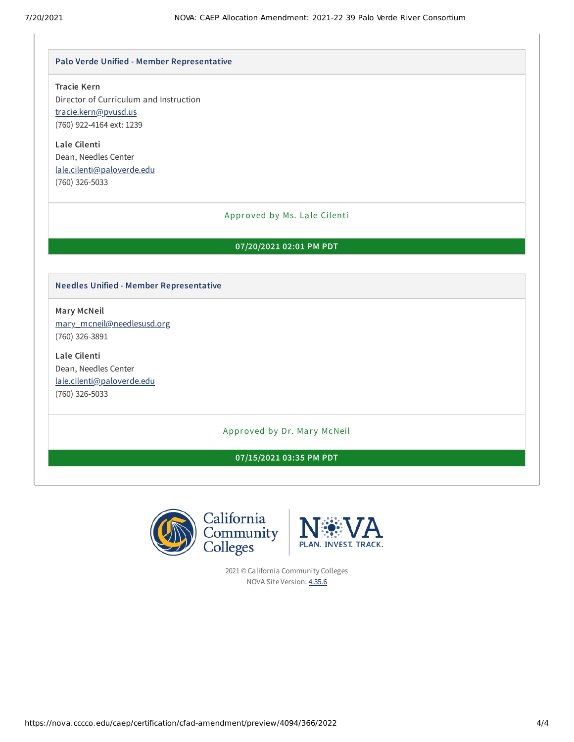### Palo Verde Unified - Member Representative

**Tracie Kern**
Director of Curriculum and Instruction
tracie.kern@pvusd.us
(760) 922-4164 ext: 1239

**Lale Cilenti**
Dean, Needles Center
lale.cilenti@paloverde.edu
(760) 326-5033

Approved by Ms. Lale Cilenti

**07/20/2021 02:01 PM PDT**

### Needles Unified - Member Representative

**Mary McNeil**
mary_mcneil@needlesusd.org
(760) 326-3891

**Lale Cilenti**
Dean, Needles Center
lale.cilenti@paloverde.edu
(760) 326-5033

Approved by Dr. Mary McNeil

**07/15/2021 03:35 PM PDT**

California Community Colleges

NOVA PLAN. INVEST. TRACK.

2021 © California Community Colleges
NOVA Site Version: 4.35.6